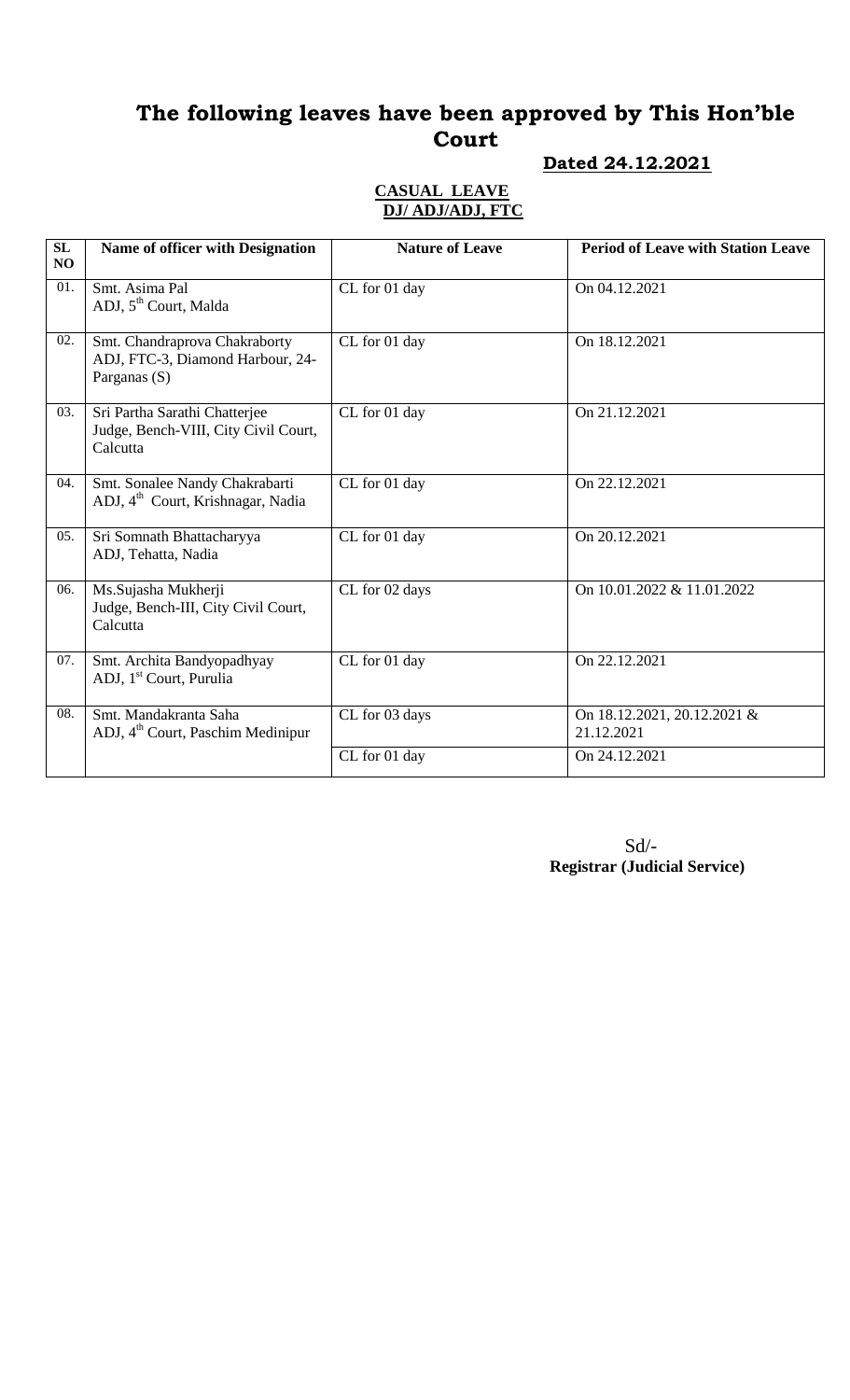# The following leaves have been approved by This Hon'ble Court

**Dated 24.12.2021**

**CASUAL LEAVE**
**DJ/ ADJ/ADJ, FTC**

| SL NO | Name of officer with Designation | Nature of Leave | Period of Leave with Station Leave |
|---|---|---|---|
| 01. | Smt. Asima Pal<br>ADJ, 5th Court, Malda | CL for 01 day | On 04.12.2021 |
| 02. | Smt. Chandraprova Chakraborty<br>ADJ, FTC-3, Diamond Harbour, 24-Parganas (S) | CL for 01 day | On 18.12.2021 |
| 03. | Sri Partha Sarathi Chatterjee<br>Judge, Bench-VIII, City Civil Court, Calcutta | CL for 01 day | On 21.12.2021 |
| 04. | Smt. Sonalee Nandy Chakrabarti<br>ADJ, 4th Court, Krishnagar, Nadia | CL for 01 day | On 22.12.2021 |
| 05. | Sri Somnath Bhattacharyya<br>ADJ, Tehatta, Nadia | CL for 01 day | On 20.12.2021 |
| 06. | Ms.Sujasha Mukherji<br>Judge, Bench-III, City Civil Court, Calcutta | CL for 02 days | On 10.01.2022 & 11.01.2022 |
| 07. | Smt. Archita Bandyopadhyay<br>ADJ, 1st Court, Purulia | CL for 01 day | On 22.12.2021 |
| 08. | Smt. Mandakranta Saha<br>ADJ, 4th Court, Paschim Medinipur | CL for 03 days | On 18.12.2021, 20.12.2021 & 21.12.2021 |
| | | CL for 01 day | On 24.12.2021 |

Sd/-
**Registrar (Judicial Service)**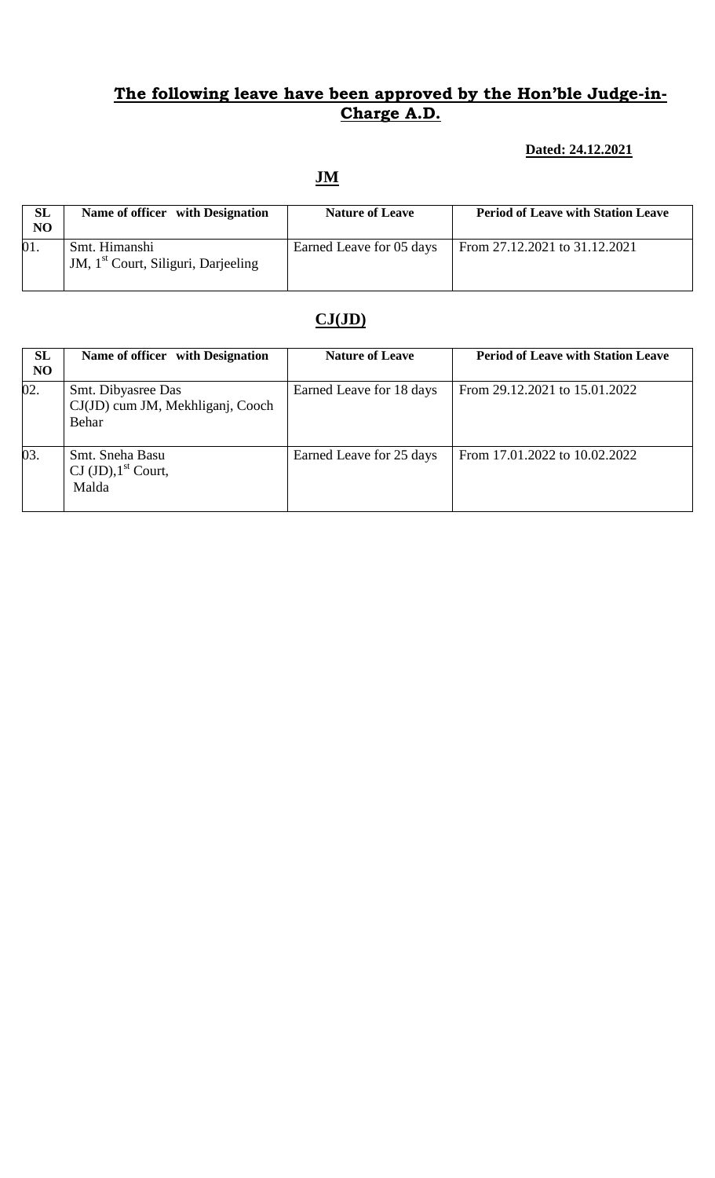## **The following leave have been approved by the Hon'ble Judge-in-Charge A.D.**

**Dated: 24.12.2021**

### **JM**

| SL NO | Name of officer with Designation | Nature of Leave | Period of Leave with Station Leave |
|---|---|---|---|
| 01. | Smt. Himanshi<br>JM, 1st Court, Siliguri, Darjeeling | Earned Leave for 05 days | From 27.12.2021 to 31.12.2021 |

### **CJ(JD)**

| SL NO | Name of officer with Designation | Nature of Leave | Period of Leave with Station Leave |
|---|---|---|---|
| 02. | Smt. Dibyasree Das<br>CJ(JD) cum JM, Mekhliganj, Cooch Behar | Earned Leave for 18 days | From 29.12.2021 to 15.01.2022 |
| 03. | Smt. Sneha Basu<br>CJ (JD),1st Court,<br>Malda | Earned Leave for 25 days | From 17.01.2022 to 10.02.2022 |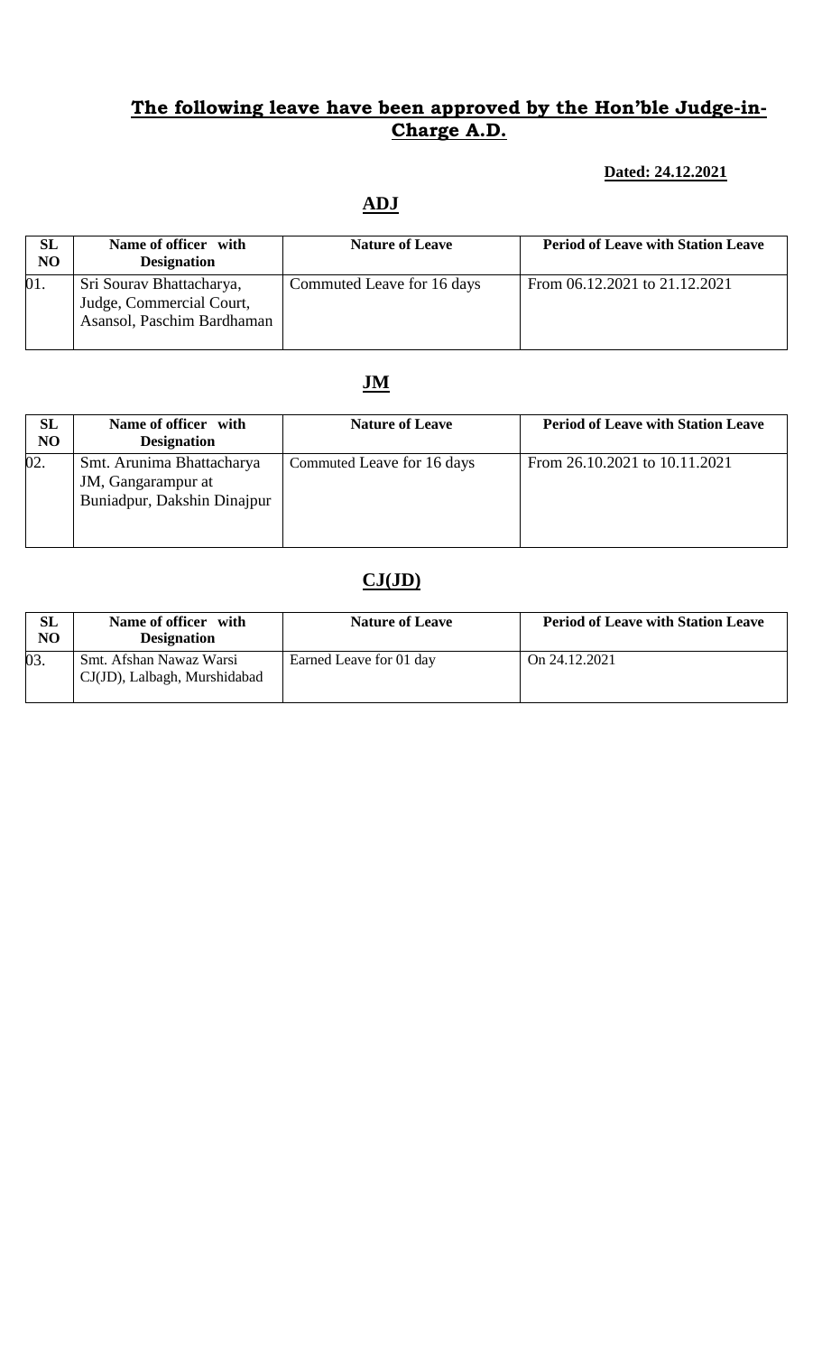## The following leave have been approved by the Hon'ble Judge-in-Charge A.D.

**Dated: 24.12.2021**

### ADJ

| SL NO | Name of officer with Designation | Nature of Leave | Period of Leave with Station Leave |
|---|---|---|---|
| 01. | Sri Sourav Bhattacharya, Judge, Commercial Court, Asansol, Paschim Bardhaman | Commuted Leave for 16 days | From 06.12.2021 to 21.12.2021 |

### JM

| SL NO | Name of officer with Designation | Nature of Leave | Period of Leave with Station Leave |
|---|---|---|---|
| 02. | Smt. Arunima Bhattacharya JM, Gangarampur at Buniadpur, Dakshin Dinajpur | Commuted Leave for 16 days | From 26.10.2021 to 10.11.2021 |

### CJ(JD)

| SL NO | Name of officer with Designation | Nature of Leave | Period of Leave with Station Leave |
|---|---|---|---|
| 03. | Smt. Afshan Nawaz Warsi CJ(JD), Lalbagh, Murshidabad | Earned Leave for 01 day | On 24.12.2021 |